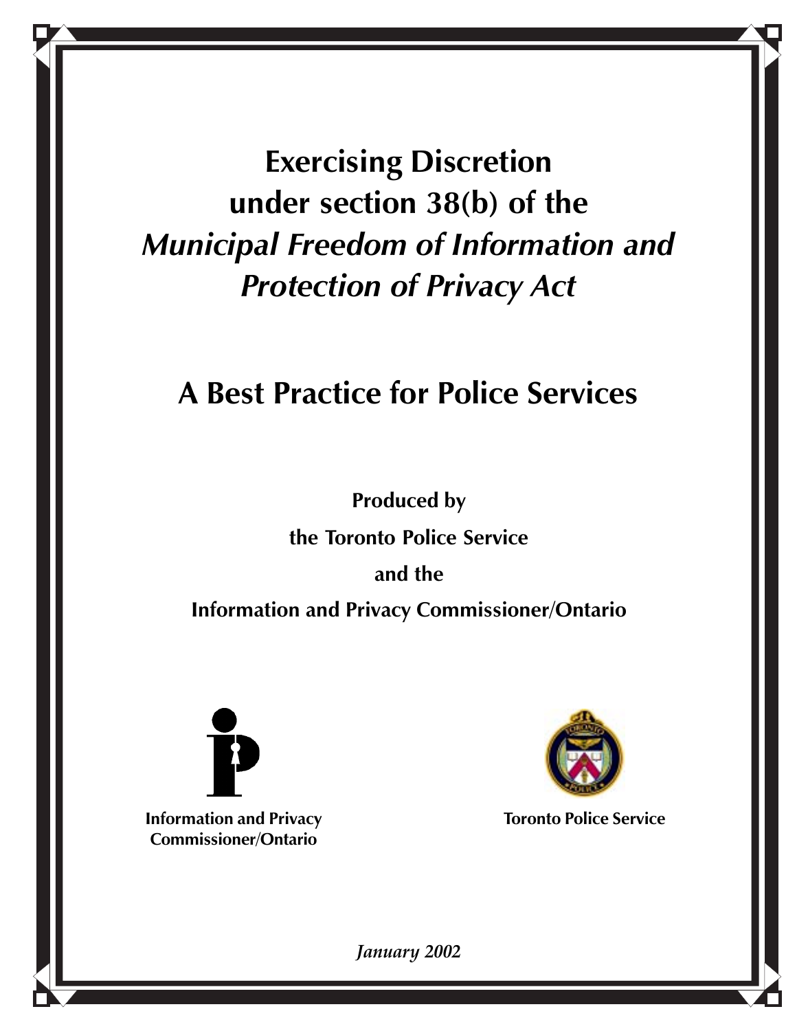# Exercising Discretion under section 38(b) of the *Municipal Freedom of Information and Protection of Privacy Act*

## A Best Practice for Police Services

**Produced by**

**the Toronto Police Service**

**and the**

**Information and Privacy Commissioner/Ontario**

**Information and Privacy Commissioner/Ontario**

**Toronto Police Service**

*January 2002*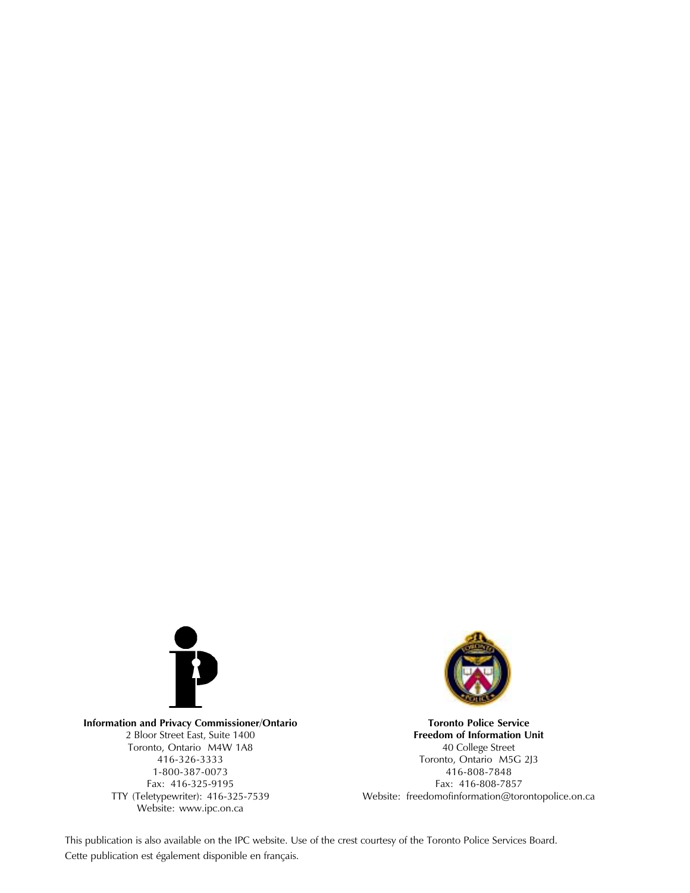**Information and Privacy Commissioner/Ontario**
2 Bloor Street East, Suite 1400
Toronto, Ontario M4W 1A8
416-326-3333
1-800-387-0073
Fax: 416-325-9195
TTY (Teletypewriter): 416-325-7539
Website: www.ipc.on.ca

**Toronto Police Service**
**Freedom of Information Unit**
40 College Street
Toronto, Ontario M5G 2J3
416-808-7848
Fax: 416-808-7857
Website: freedomofinformation@torontopolice.on.ca

This publication is also available on the IPC website. Use of the crest courtesy of the Toronto Police Services Board.
Cette publication est également disponible en français.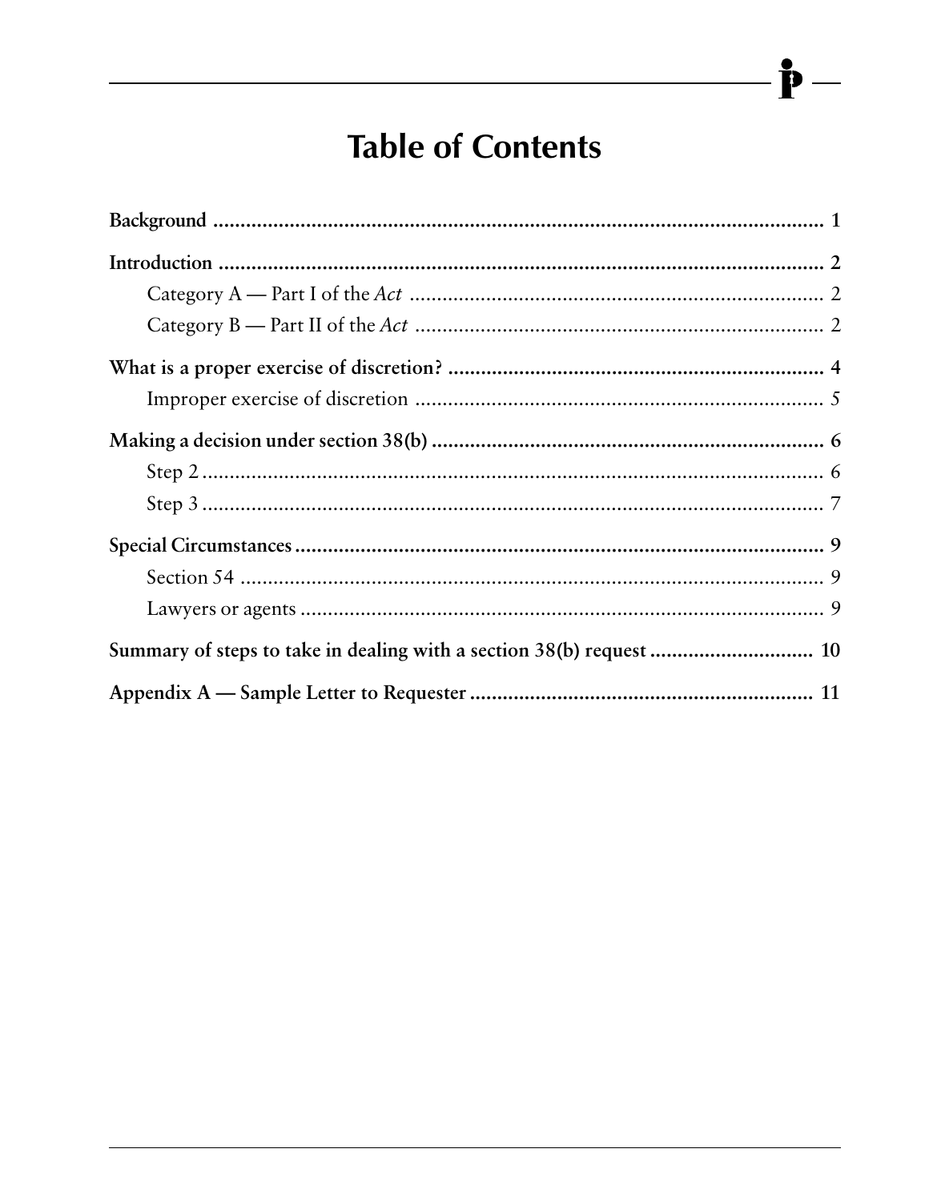# Table of Contents

**Background** ........ 1

**Introduction** ........ 2

- Category A — Part I of the *Act* ........ 2
- Category B — Part II of the *Act* ........ 2

**What is a proper exercise of discretion?** ........ 4

- Improper exercise of discretion ........ 5

**Making a decision under section 38(b)** ........ 6

- Step 2 ........ 6
- Step 3 ........ 7

**Special Circumstances** ........ 9

- Section 54 ........ 9
- Lawyers or agents ........ 9

**Summary of steps to take in dealing with a section 38(b) request** ........ 10

**Appendix A — Sample Letter to Requester** ........ 11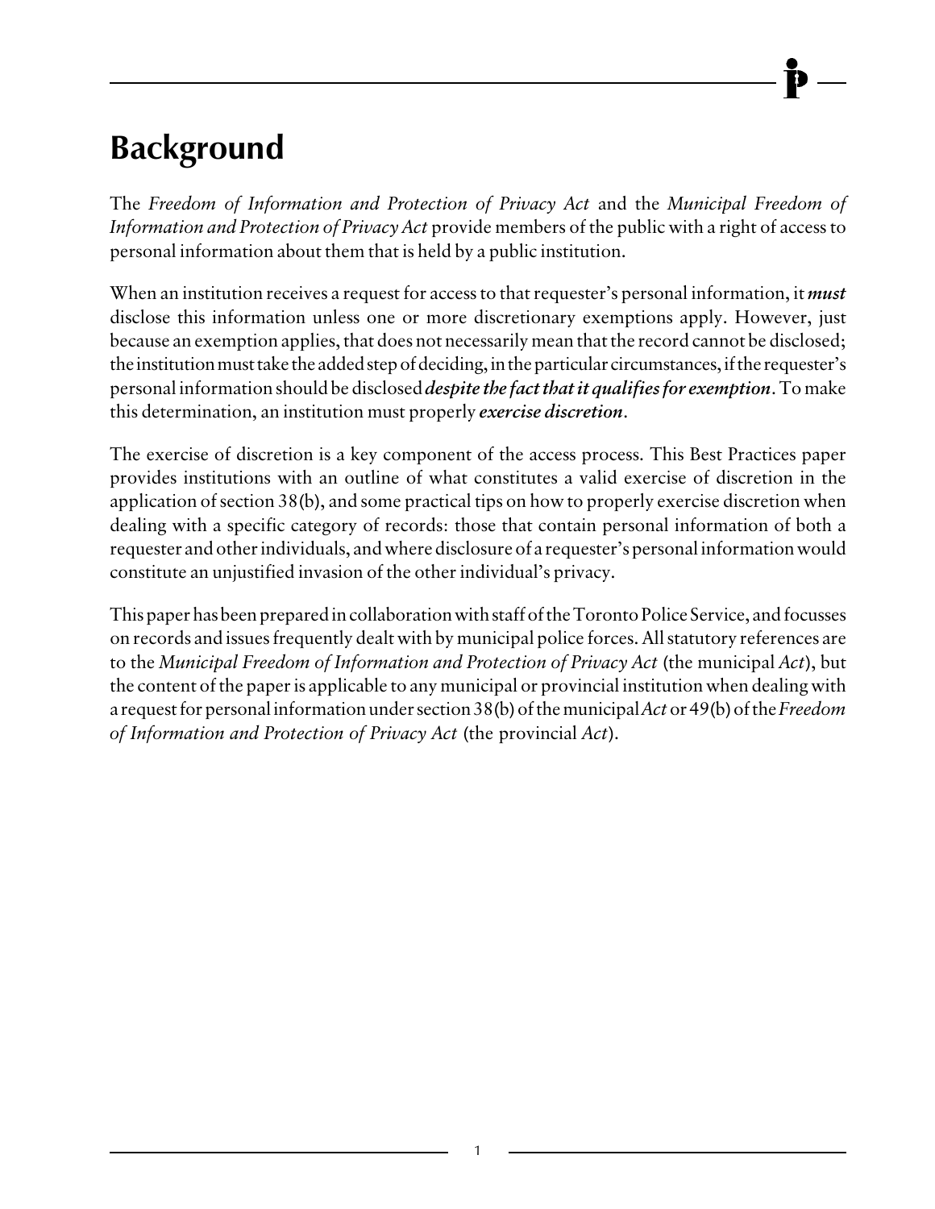# Background

The *Freedom of Information and Protection of Privacy Act* and the *Municipal Freedom of Information and Protection of Privacy Act* provide members of the public with a right of access to personal information about them that is held by a public institution.

When an institution receives a request for access to that requester's personal information, it ***must*** disclose this information unless one or more discretionary exemptions apply. However, just because an exemption applies, that does not necessarily mean that the record cannot be disclosed; the institution must take the added step of deciding, in the particular circumstances, if the requester's personal information should be disclosed ***despite the fact that it qualifies for exemption***. To make this determination, an institution must properly ***exercise discretion***.

The exercise of discretion is a key component of the access process. This Best Practices paper provides institutions with an outline of what constitutes a valid exercise of discretion in the application of section 38(b), and some practical tips on how to properly exercise discretion when dealing with a specific category of records: those that contain personal information of both a requester and other individuals, and where disclosure of a requester's personal information would constitute an unjustified invasion of the other individual's privacy.

This paper has been prepared in collaboration with staff of the Toronto Police Service, and focusses on records and issues frequently dealt with by municipal police forces. All statutory references are to the *Municipal Freedom of Information and Protection of Privacy Act* (the municipal *Act*), but the content of the paper is applicable to any municipal or provincial institution when dealing with a request for personal information under section 38(b) of the municipal *Act* or 49(b) of the *Freedom of Information and Protection of Privacy Act* (the provincial *Act*).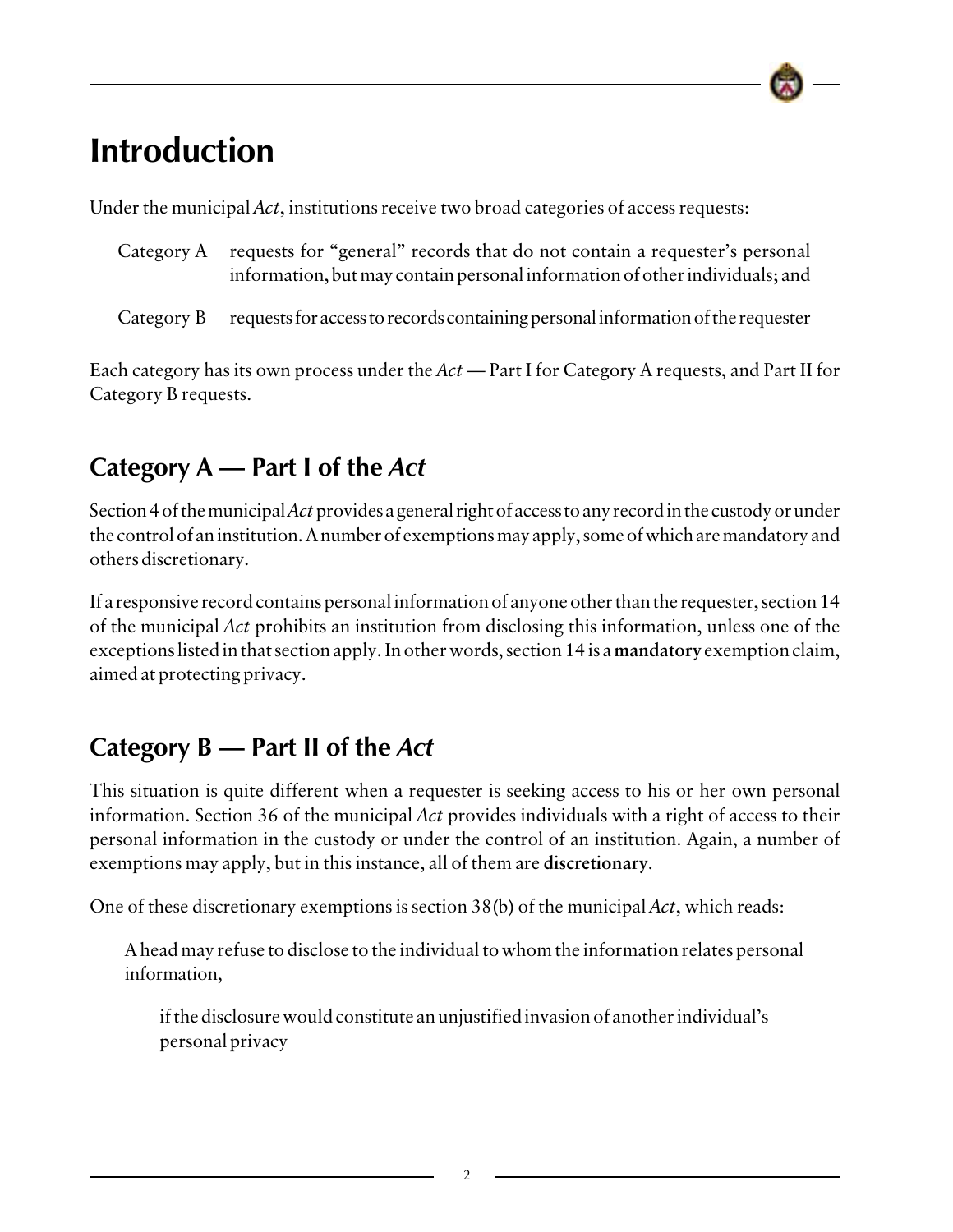# Introduction

Under the municipal *Act*, institutions receive two broad categories of access requests:

Category A requests for "general" records that do not contain a requester's personal information, but may contain personal information of other individuals; and

Category B requests for access to records containing personal information of the requester

Each category has its own process under the *Act* — Part I for Category A requests, and Part II for Category B requests.

## Category A — Part I of the *Act*

Section 4 of the municipal *Act* provides a general right of access to any record in the custody or under the control of an institution. A number of exemptions may apply, some of which are mandatory and others discretionary.

If a responsive record contains personal information of anyone other than the requester, section 14 of the municipal *Act* prohibits an institution from disclosing this information, unless one of the exceptions listed in that section apply. In other words, section 14 is a **mandatory** exemption claim, aimed at protecting privacy.

## Category B — Part II of the *Act*

This situation is quite different when a requester is seeking access to his or her own personal information. Section 36 of the municipal *Act* provides individuals with a right of access to their personal information in the custody or under the control of an institution. Again, a number of exemptions may apply, but in this instance, all of them are **discretionary**.

One of these discretionary exemptions is section 38(b) of the municipal *Act*, which reads:

> A head may refuse to disclose to the individual to whom the information relates personal information,
>
> > if the disclosure would constitute an unjustified invasion of another individual's personal privacy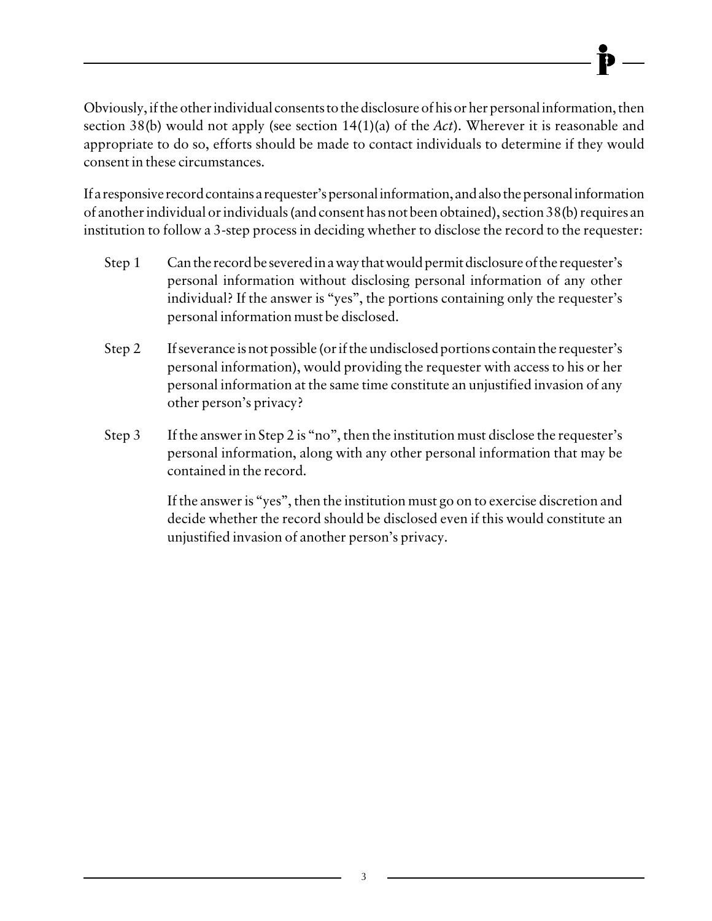Obviously, if the other individual consents to the disclosure of his or her personal information, then section 38(b) would not apply (see section 14(1)(a) of the *Act*). Wherever it is reasonable and appropriate to do so, efforts should be made to contact individuals to determine if they would consent in these circumstances.

If a responsive record contains a requester's personal information, and also the personal information of another individual or individuals (and consent has not been obtained), section 38(b) requires an institution to follow a 3-step process in deciding whether to disclose the record to the requester:

Step 1 Can the record be severed in a way that would permit disclosure of the requester's personal information without disclosing personal information of any other individual? If the answer is "yes", the portions containing only the requester's personal information must be disclosed.

Step 2 If severance is not possible (or if the undisclosed portions contain the requester's personal information), would providing the requester with access to his or her personal information at the same time constitute an unjustified invasion of any other person's privacy?

Step 3 If the answer in Step 2 is "no", then the institution must disclose the requester's personal information, along with any other personal information that may be contained in the record.

If the answer is "yes", then the institution must go on to exercise discretion and decide whether the record should be disclosed even if this would constitute an unjustified invasion of another person's privacy.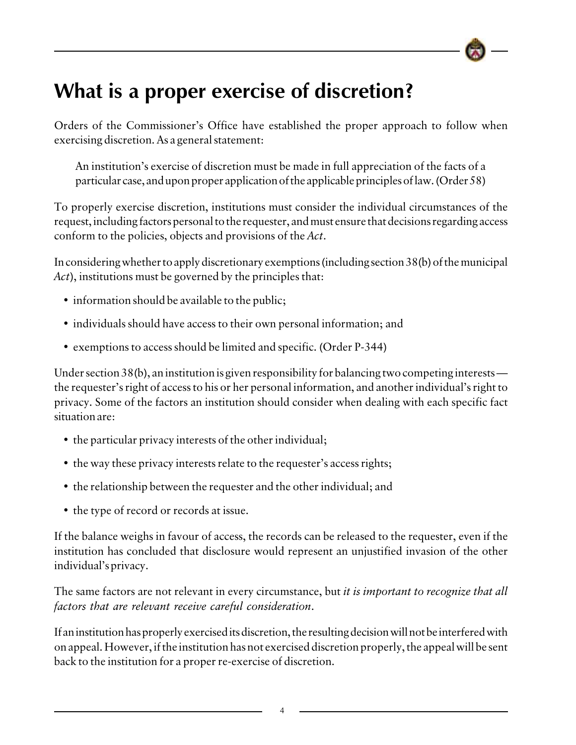# What is a proper exercise of discretion?

Orders of the Commissioner's Office have established the proper approach to follow when exercising discretion. As a general statement:

> An institution's exercise of discretion must be made in full appreciation of the facts of a particular case, and upon proper application of the applicable principles of law. (Order 58)

To properly exercise discretion, institutions must consider the individual circumstances of the request, including factors personal to the requester, and must ensure that decisions regarding access conform to the policies, objects and provisions of the *Act*.

In considering whether to apply discretionary exemptions (including section 38(b) of the municipal *Act*), institutions must be governed by the principles that:

- information should be available to the public;
- individuals should have access to their own personal information; and
- exemptions to access should be limited and specific. (Order P-344)

Under section 38(b), an institution is given responsibility for balancing two competing interests — the requester's right of access to his or her personal information, and another individual's right to privacy. Some of the factors an institution should consider when dealing with each specific fact situation are:

- the particular privacy interests of the other individual;
- the way these privacy interests relate to the requester's access rights;
- the relationship between the requester and the other individual; and
- the type of record or records at issue.

If the balance weighs in favour of access, the records can be released to the requester, even if the institution has concluded that disclosure would represent an unjustified invasion of the other individual's privacy.

The same factors are not relevant in every circumstance, but *it is important to recognize that all factors that are relevant receive careful consideration*.

If an institution has properly exercised its discretion, the resulting decision will not be interfered with on appeal. However, if the institution has not exercised discretion properly, the appeal will be sent back to the institution for a proper re-exercise of discretion.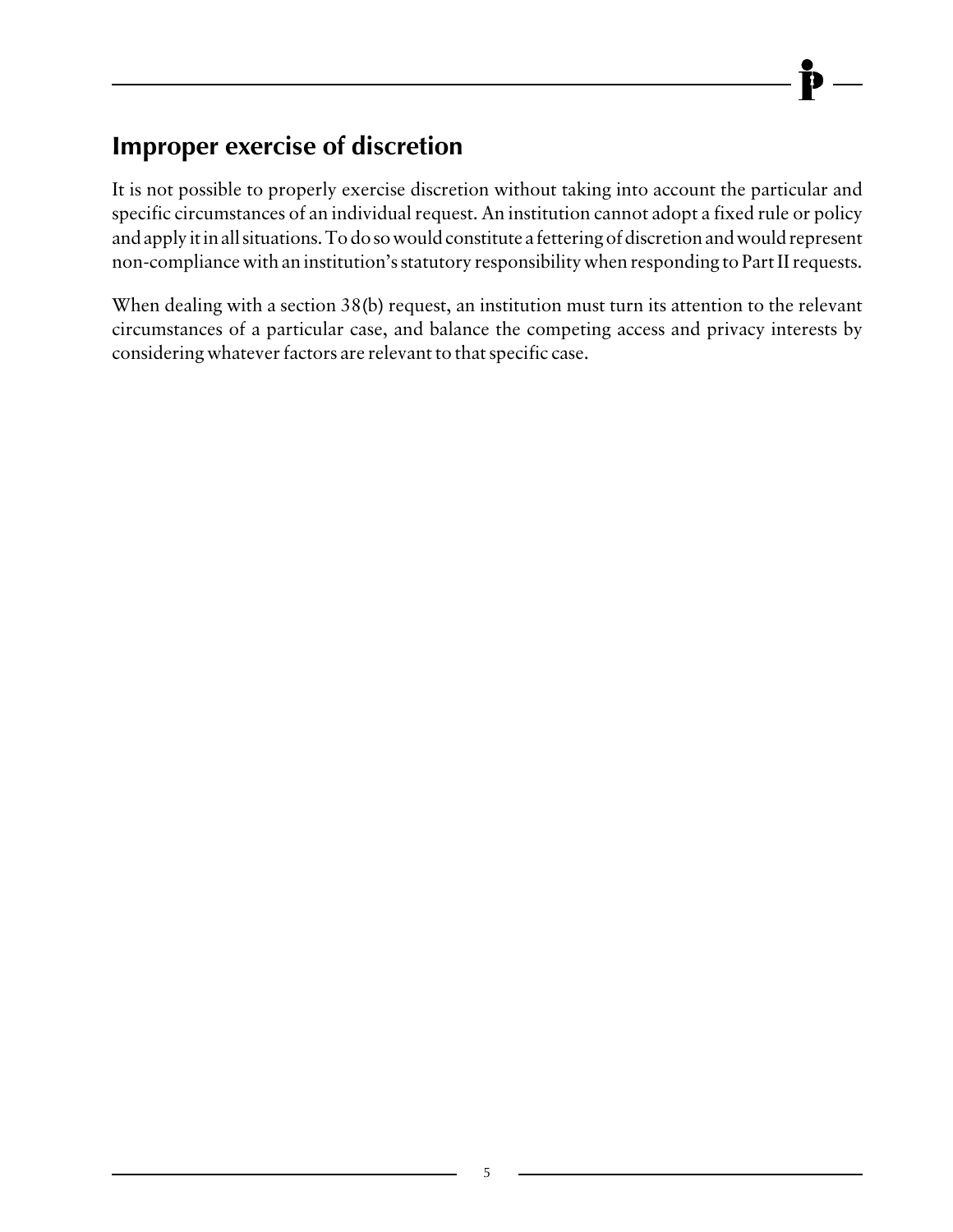## Improper exercise of discretion

It is not possible to properly exercise discretion without taking into account the particular and specific circumstances of an individual request. An institution cannot adopt a fixed rule or policy and apply it in all situations. To do so would constitute a fettering of discretion and would represent non-compliance with an institution's statutory responsibility when responding to Part II requests.

When dealing with a section 38(b) request, an institution must turn its attention to the relevant circumstances of a particular case, and balance the competing access and privacy interests by considering whatever factors are relevant to that specific case.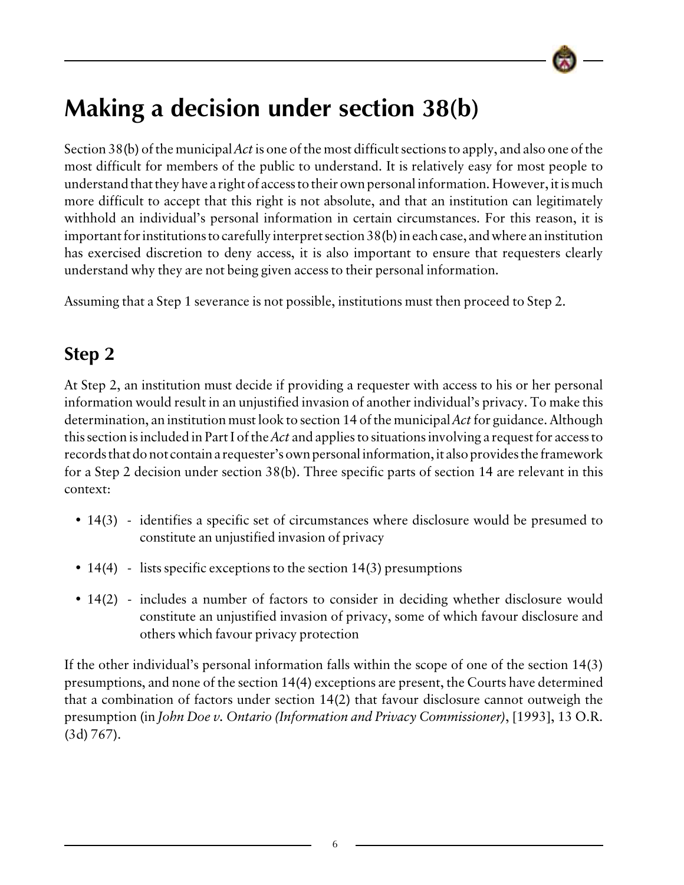# Making a decision under section 38(b)

Section 38(b) of the municipal *Act* is one of the most difficult sections to apply, and also one of the most difficult for members of the public to understand. It is relatively easy for most people to understand that they have a right of access to their own personal information. However, it is much more difficult to accept that this right is not absolute, and that an institution can legitimately withhold an individual's personal information in certain circumstances. For this reason, it is important for institutions to carefully interpret section 38(b) in each case, and where an institution has exercised discretion to deny access, it is also important to ensure that requesters clearly understand why they are not being given access to their personal information.

Assuming that a Step 1 severance is not possible, institutions must then proceed to Step 2.

## Step 2

At Step 2, an institution must decide if providing a requester with access to his or her personal information would result in an unjustified invasion of another individual's privacy. To make this determination, an institution must look to section 14 of the municipal *Act* for guidance. Although this section is included in Part I of the *Act* and applies to situations involving a request for access to records that do not contain a requester's own personal information, it also provides the framework for a Step 2 decision under section 38(b). Three specific parts of section 14 are relevant in this context:

- 14(3) - identifies a specific set of circumstances where disclosure would be presumed to constitute an unjustified invasion of privacy
- 14(4) - lists specific exceptions to the section 14(3) presumptions
- 14(2) - includes a number of factors to consider in deciding whether disclosure would constitute an unjustified invasion of privacy, some of which favour disclosure and others which favour privacy protection

If the other individual's personal information falls within the scope of one of the section 14(3) presumptions, and none of the section 14(4) exceptions are present, the Courts have determined that a combination of factors under section 14(2) that favour disclosure cannot outweigh the presumption (in *John Doe v. Ontario (Information and Privacy Commissioner)*, [1993], 13 O.R. (3d) 767).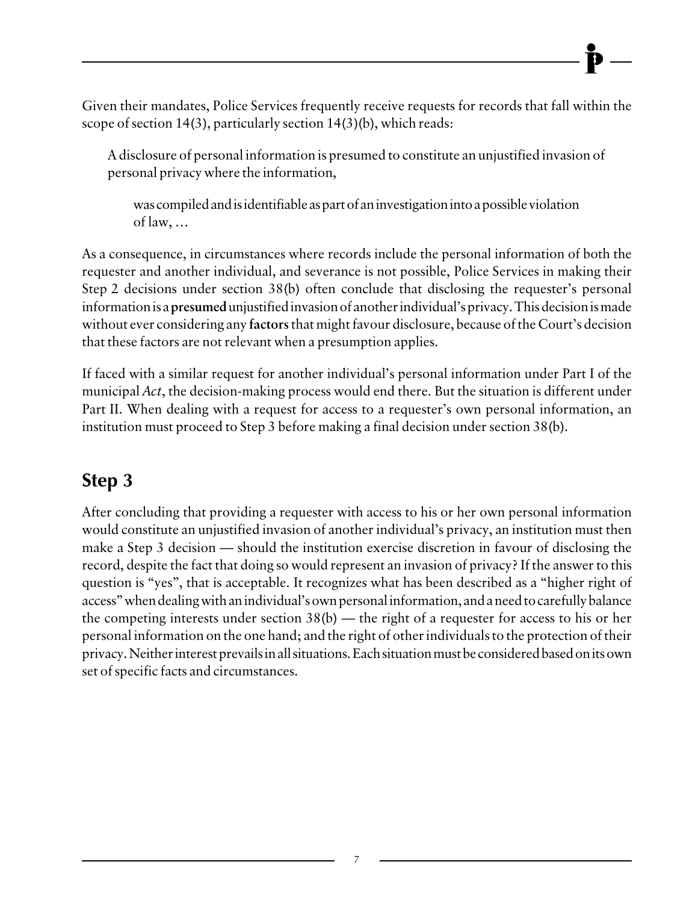Given their mandates, Police Services frequently receive requests for records that fall within the scope of section 14(3), particularly section 14(3)(b), which reads:

> A disclosure of personal information is presumed to constitute an unjustified invasion of personal privacy where the information,
>
> > was compiled and is identifiable as part of an investigation into a possible violation of law, …

As a consequence, in circumstances where records include the personal information of both the requester and another individual, and severance is not possible, Police Services in making their Step 2 decisions under section 38(b) often conclude that disclosing the requester's personal information is a **presumed** unjustified invasion of another individual's privacy. This decision is made without ever considering any **factors** that might favour disclosure, because of the Court's decision that these factors are not relevant when a presumption applies.

If faced with a similar request for another individual's personal information under Part I of the municipal *Act*, the decision-making process would end there. But the situation is different under Part II. When dealing with a request for access to a requester's own personal information, an institution must proceed to Step 3 before making a final decision under section 38(b).

## Step 3

After concluding that providing a requester with access to his or her own personal information would constitute an unjustified invasion of another individual's privacy, an institution must then make a Step 3 decision — should the institution exercise discretion in favour of disclosing the record, despite the fact that doing so would represent an invasion of privacy? If the answer to this question is "yes", that is acceptable. It recognizes what has been described as a "higher right of access" when dealing with an individual's own personal information, and a need to carefully balance the competing interests under section 38(b) — the right of a requester for access to his or her personal information on the one hand; and the right of other individuals to the protection of their privacy. Neither interest prevails in all situations. Each situation must be considered based on its own set of specific facts and circumstances.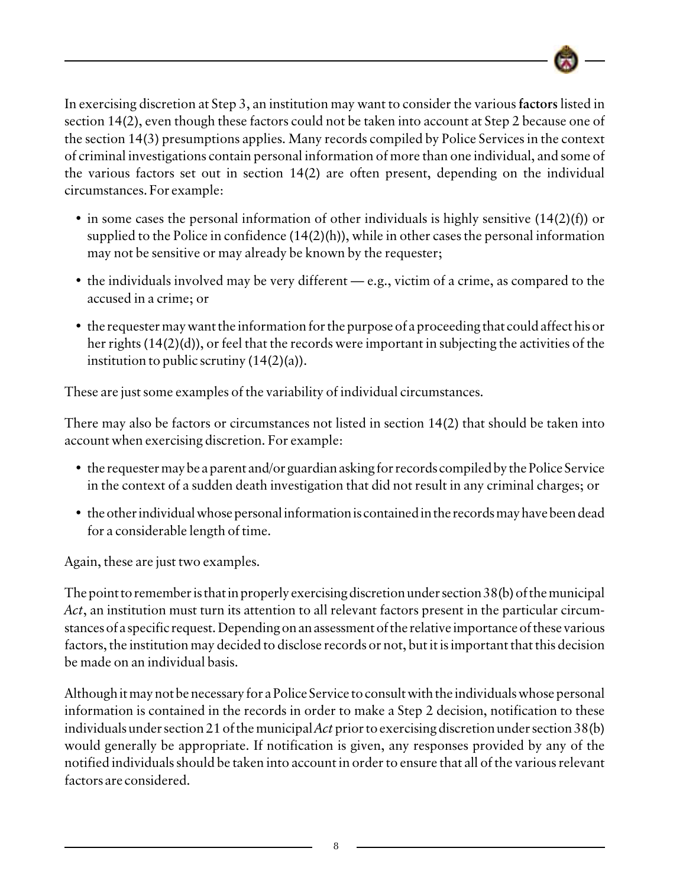In exercising discretion at Step 3, an institution may want to consider the various **factors** listed in section 14(2), even though these factors could not be taken into account at Step 2 because one of the section 14(3) presumptions applies. Many records compiled by Police Services in the context of criminal investigations contain personal information of more than one individual, and some of the various factors set out in section 14(2) are often present, depending on the individual circumstances. For example:

- in some cases the personal information of other individuals is highly sensitive (14(2)(f)) or supplied to the Police in confidence (14(2)(h)), while in other cases the personal information may not be sensitive or may already be known by the requester;
- the individuals involved may be very different — e.g., victim of a crime, as compared to the accused in a crime; or
- the requester may want the information for the purpose of a proceeding that could affect his or her rights (14(2)(d)), or feel that the records were important in subjecting the activities of the institution to public scrutiny (14(2)(a)).

These are just some examples of the variability of individual circumstances.

There may also be factors or circumstances not listed in section 14(2) that should be taken into account when exercising discretion. For example:

- the requester may be a parent and/or guardian asking for records compiled by the Police Service in the context of a sudden death investigation that did not result in any criminal charges; or
- the other individual whose personal information is contained in the records may have been dead for a considerable length of time.

Again, these are just two examples.

The point to remember is that in properly exercising discretion under section 38(b) of the municipal *Act*, an institution must turn its attention to all relevant factors present in the particular circumstances of a specific request. Depending on an assessment of the relative importance of these various factors, the institution may decided to disclose records or not, but it is important that this decision be made on an individual basis.

Although it may not be necessary for a Police Service to consult with the individuals whose personal information is contained in the records in order to make a Step 2 decision, notification to these individuals under section 21 of the municipal *Act* prior to exercising discretion under section 38(b) would generally be appropriate. If notification is given, any responses provided by any of the notified individuals should be taken into account in order to ensure that all of the various relevant factors are considered.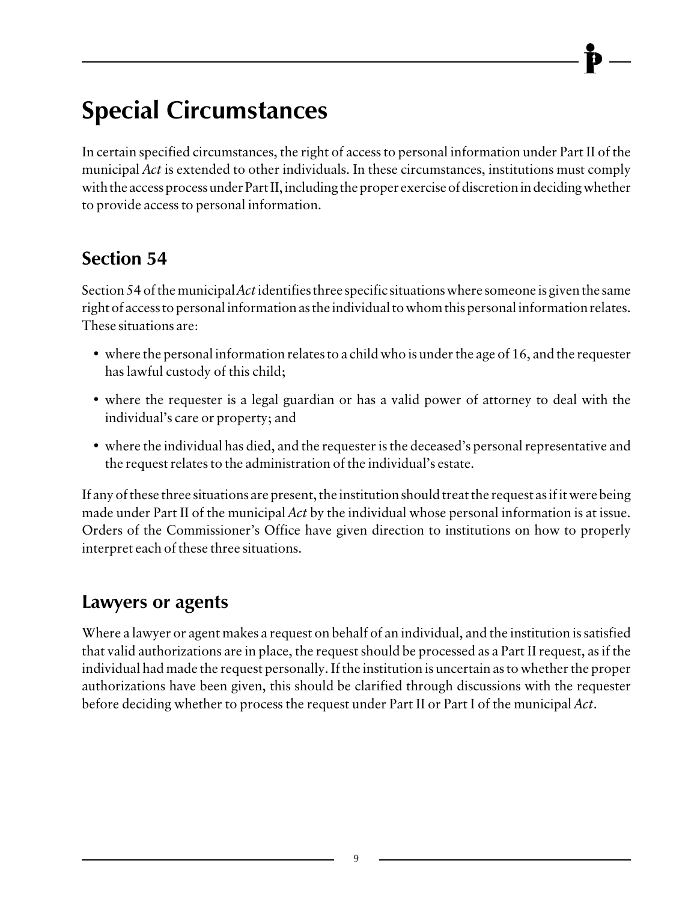# Special Circumstances

In certain specified circumstances, the right of access to personal information under Part II of the municipal *Act* is extended to other individuals. In these circumstances, institutions must comply with the access process under Part II, including the proper exercise of discretion in deciding whether to provide access to personal information.

## Section 54

Section 54 of the municipal *Act* identifies three specific situations where someone is given the same right of access to personal information as the individual to whom this personal information relates. These situations are:

- where the personal information relates to a child who is under the age of 16, and the requester has lawful custody of this child;
- where the requester is a legal guardian or has a valid power of attorney to deal with the individual's care or property; and
- where the individual has died, and the requester is the deceased's personal representative and the request relates to the administration of the individual's estate.

If any of these three situations are present, the institution should treat the request as if it were being made under Part II of the municipal *Act* by the individual whose personal information is at issue. Orders of the Commissioner's Office have given direction to institutions on how to properly interpret each of these three situations.

## Lawyers or agents

Where a lawyer or agent makes a request on behalf of an individual, and the institution is satisfied that valid authorizations are in place, the request should be processed as a Part II request, as if the individual had made the request personally. If the institution is uncertain as to whether the proper authorizations have been given, this should be clarified through discussions with the requester before deciding whether to process the request under Part II or Part I of the municipal *Act*.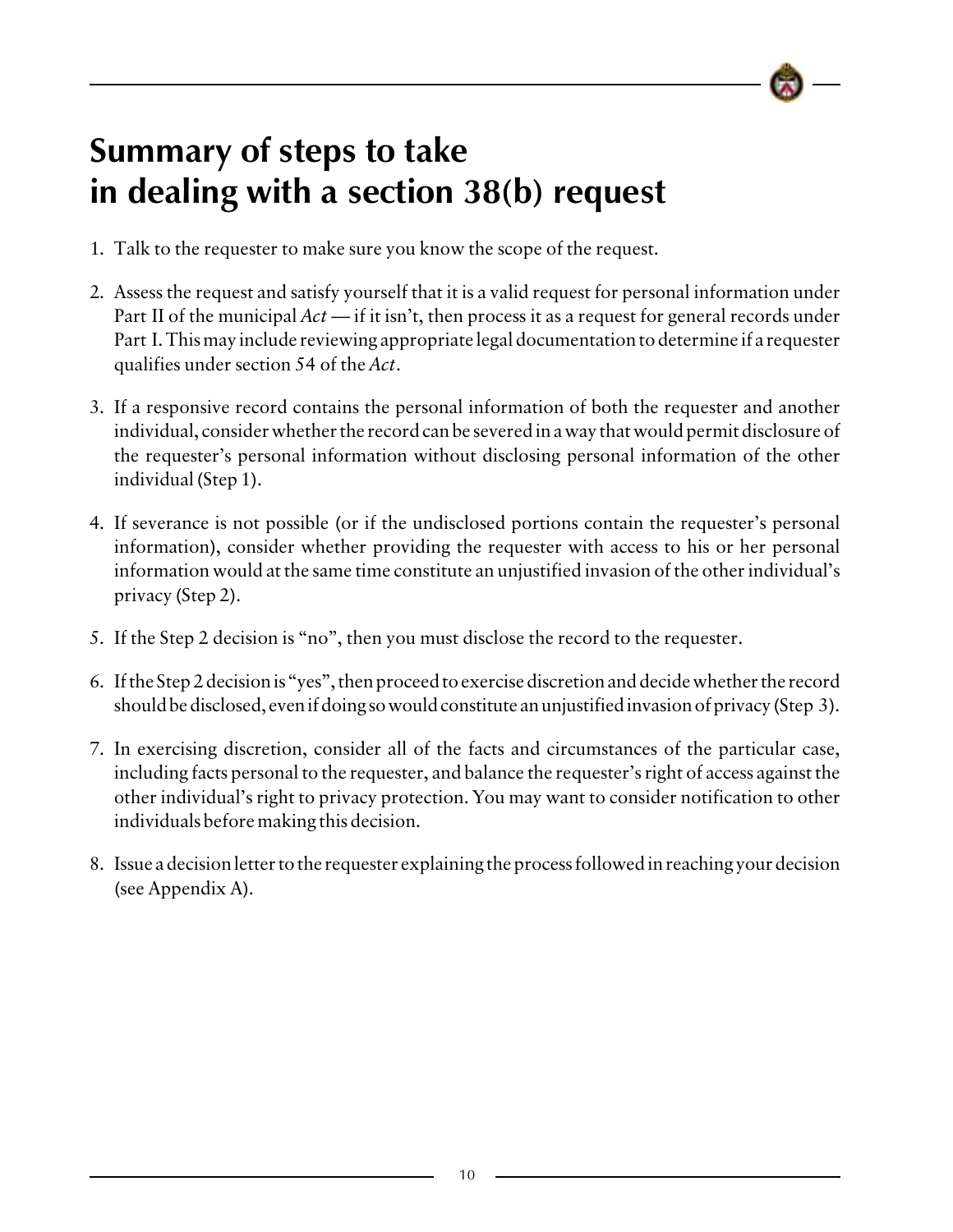# Summary of steps to take in dealing with a section 38(b) request

1. Talk to the requester to make sure you know the scope of the request.
2. Assess the request and satisfy yourself that it is a valid request for personal information under Part II of the municipal *Act* — if it isn't, then process it as a request for general records under Part I. This may include reviewing appropriate legal documentation to determine if a requester qualifies under section 54 of the *Act*.
3. If a responsive record contains the personal information of both the requester and another individual, consider whether the record can be severed in a way that would permit disclosure of the requester's personal information without disclosing personal information of the other individual (Step 1).
4. If severance is not possible (or if the undisclosed portions contain the requester's personal information), consider whether providing the requester with access to his or her personal information would at the same time constitute an unjustified invasion of the other individual's privacy (Step 2).
5. If the Step 2 decision is "no", then you must disclose the record to the requester.
6. If the Step 2 decision is "yes", then proceed to exercise discretion and decide whether the record should be disclosed, even if doing so would constitute an unjustified invasion of privacy (Step 3).
7. In exercising discretion, consider all of the facts and circumstances of the particular case, including facts personal to the requester, and balance the requester's right of access against the other individual's right to privacy protection. You may want to consider notification to other individuals before making this decision.
8. Issue a decision letter to the requester explaining the process followed in reaching your decision (see Appendix A).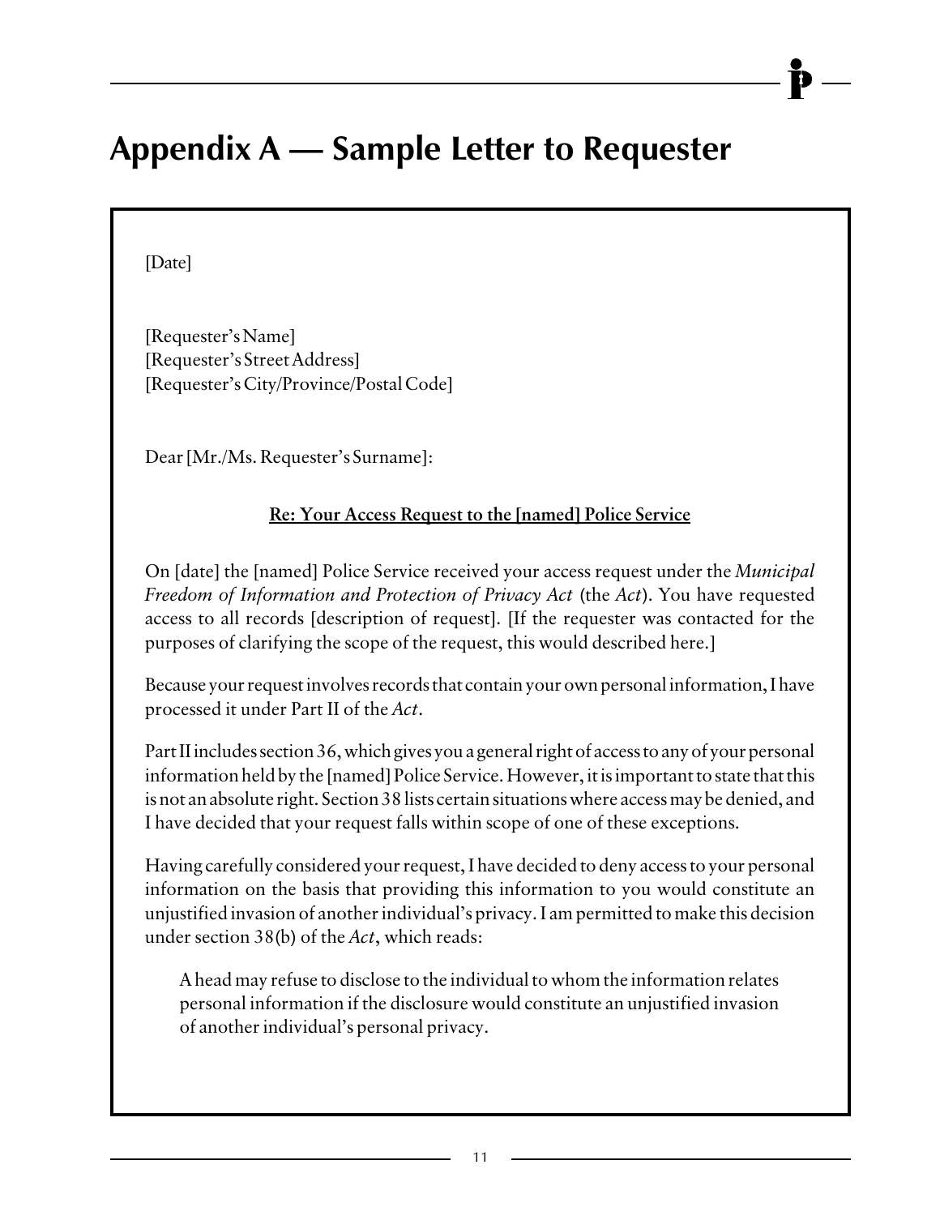# Appendix A — Sample Letter to Requester

[Date]

[Requester's Name]
[Requester's Street Address]
[Requester's City/Province/Postal Code]

Dear [Mr./Ms. Requester's Surname]:

**Re: Your Access Request to the [named] Police Service**

On [date] the [named] Police Service received your access request under the *Municipal Freedom of Information and Protection of Privacy Act* (the *Act*). You have requested access to all records [description of request]. [If the requester was contacted for the purposes of clarifying the scope of the request, this would described here.]

Because your request involves records that contain your own personal information, I have processed it under Part II of the *Act*.

Part II includes section 36, which gives you a general right of access to any of your personal information held by the [named] Police Service. However, it is important to state that this is not an absolute right. Section 38 lists certain situations where access may be denied, and I have decided that your request falls within scope of one of these exceptions.

Having carefully considered your request, I have decided to deny access to your personal information on the basis that providing this information to you would constitute an unjustified invasion of another individual's privacy. I am permitted to make this decision under section 38(b) of the *Act*, which reads:

> A head may refuse to disclose to the individual to whom the information relates personal information if the disclosure would constitute an unjustified invasion of another individual's personal privacy.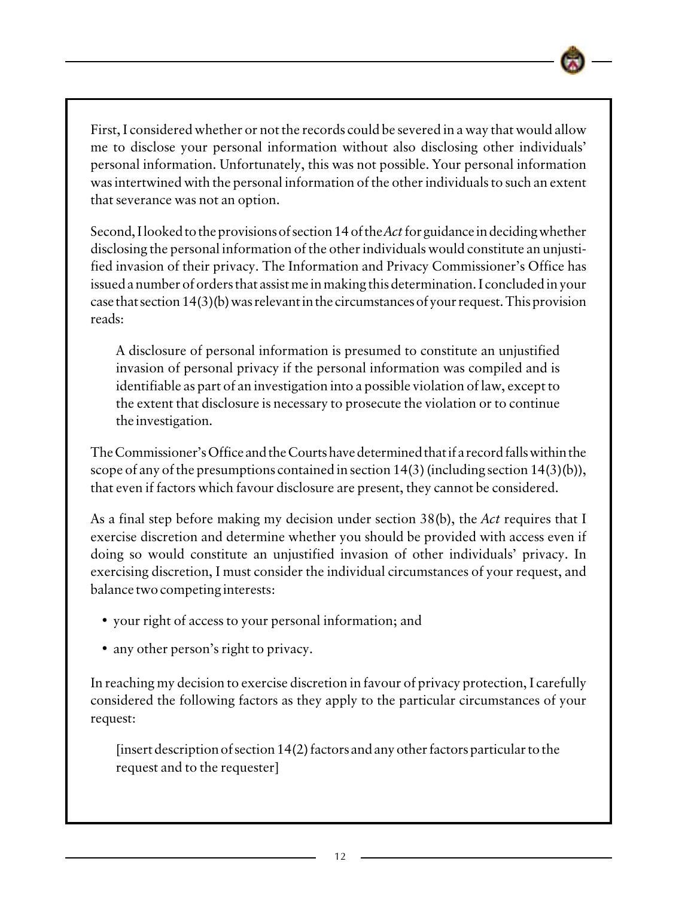First, I considered whether or not the records could be severed in a way that would allow me to disclose your personal information without also disclosing other individuals' personal information. Unfortunately, this was not possible. Your personal information was intertwined with the personal information of the other individuals to such an extent that severance was not an option.

Second, I looked to the provisions of section 14 of the *Act* for guidance in deciding whether disclosing the personal information of the other individuals would constitute an unjustified invasion of their privacy. The Information and Privacy Commissioner's Office has issued a number of orders that assist me in making this determination. I concluded in your case that section 14(3)(b) was relevant in the circumstances of your request. This provision reads:

> A disclosure of personal information is presumed to constitute an unjustified invasion of personal privacy if the personal information was compiled and is identifiable as part of an investigation into a possible violation of law, except to the extent that disclosure is necessary to prosecute the violation or to continue the investigation.

The Commissioner's Office and the Courts have determined that if a record falls within the scope of any of the presumptions contained in section 14(3) (including section 14(3)(b)), that even if factors which favour disclosure are present, they cannot be considered.

As a final step before making my decision under section 38(b), the *Act* requires that I exercise discretion and determine whether you should be provided with access even if doing so would constitute an unjustified invasion of other individuals' privacy. In exercising discretion, I must consider the individual circumstances of your request, and balance two competing interests:

- your right of access to your personal information; and
- any other person's right to privacy.

In reaching my decision to exercise discretion in favour of privacy protection, I carefully considered the following factors as they apply to the particular circumstances of your request:

> [insert description of section 14(2) factors and any other factors particular to the request and to the requester]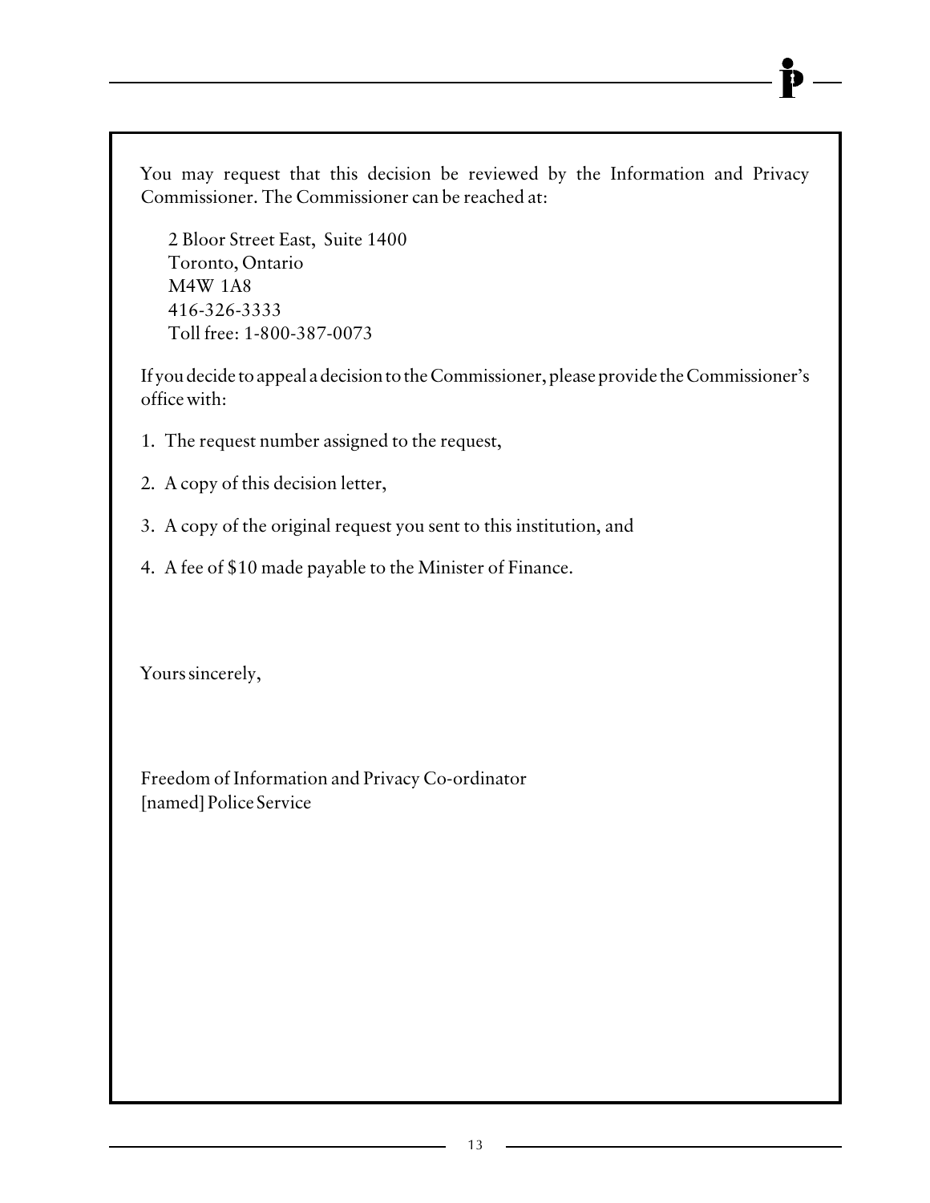You may request that this decision be reviewed by the Information and Privacy Commissioner. The Commissioner can be reached at:

2 Bloor Street East, Suite 1400
Toronto, Ontario
M4W 1A8
416-326-3333
Toll free: 1-800-387-0073

If you decide to appeal a decision to the Commissioner, please provide the Commissioner's office with:

1. The request number assigned to the request,
2. A copy of this decision letter,
3. A copy of the original request you sent to this institution, and
4. A fee of $10 made payable to the Minister of Finance.

Yours sincerely,

Freedom of Information and Privacy Co-ordinator
[named] Police Service